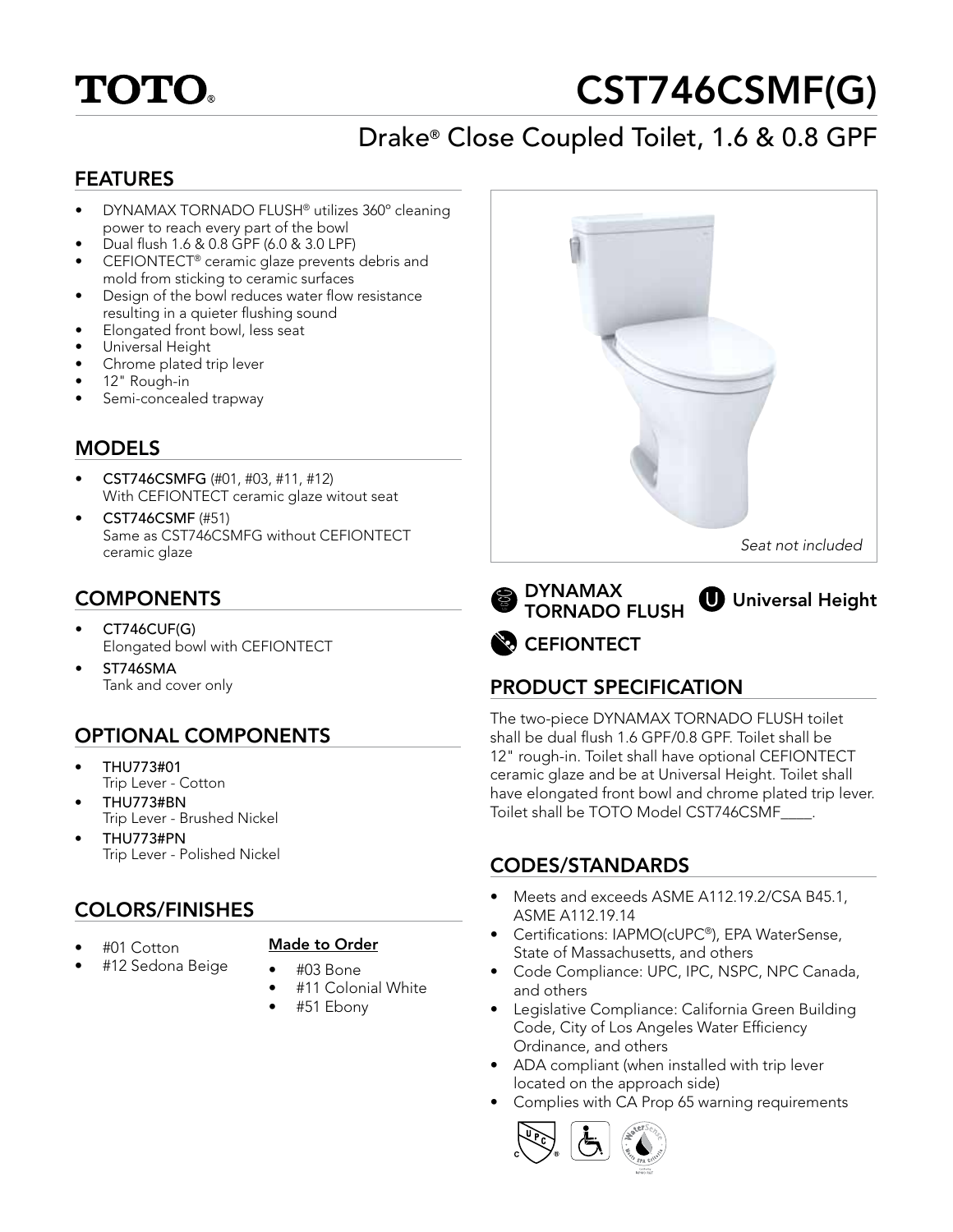# TOTO®

# CST746CSMF(G)

## Drake® Close Coupled Toilet, 1.6 & 0.8 GPF

## FEATURES

- DYNAMAX TORNADO FLUSH® utilizes 360° cleaning power to reach every part of the bowl
- Dual flush 1.6 & 0.8 GPF (6.0 & 3.0 LPF)
- CEFIONTECT® ceramic glaze prevents debris and mold from sticking to ceramic surfaces
- Design of the bowl reduces water flow resistance resulting in a quieter flushing sound
- Elongated front bowl, less seat
- Universal Height
- Chrome plated trip lever
- 12" Rough-in
- Semi-concealed trapway

## MODELS

- **CST746CSMFG** (#01, #03, #11, #12)
  With CEFIONTECT ceramic glaze witout seat
- **CST746CSMF** (#51)
  Same as CST746CSMFG without CEFIONTECT ceramic glaze

## COMPONENTS

- **CT746CUF(G)**
  Elongated bowl with CEFIONTECT
- **ST746SMA**
  Tank and cover only

## OPTIONAL COMPONENTS

- **THU773#01**
  Trip Lever - Cotton
- **THU773#BN**
  Trip Lever - Brushed Nickel
- **THU773#PN**
  Trip Lever - Polished Nickel

## COLORS/FINISHES

- #01 Cotton
- #12 Sedona Beige

**Made to Order**

- #03 Bone
- #11 Colonial White
- #51 Ebony

*Seat not included*

**DYNAMAX TORNADO FLUSH**

**Universal Height**

**CEFIONTECT**

## PRODUCT SPECIFICATION

The two-piece DYNAMAX TORNADO FLUSH toilet shall be dual flush 1.6 GPF/0.8 GPF. Toilet shall be 12" rough-in. Toilet shall have optional CEFIONTECT ceramic glaze and be at Universal Height. Toilet shall have elongated front bowl and chrome plated trip lever. Toilet shall be TOTO Model CST746CSMF____.

## CODES/STANDARDS

- Meets and exceeds ASME A112.19.2/CSA B45.1, ASME A112.19.14
- Certifications: IAPMO(cUPC®), EPA WaterSense, State of Massachusetts, and others
- Code Compliance: UPC, IPC, NSPC, NPC Canada, and others
- Legislative Compliance: California Green Building Code, City of Los Angeles Water Efficiency Ordinance, and others
- ADA compliant (when installed with trip lever located on the approach side)
- Complies with CA Prop 65 warning requirements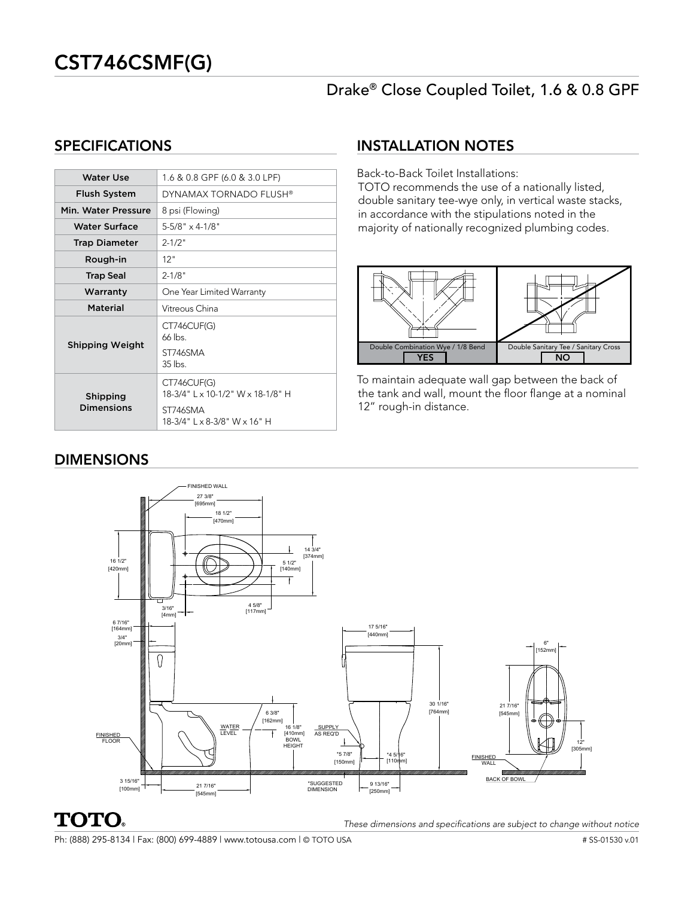# CST746CSMF(G)

## Drake® Close Coupled Toilet, 1.6 & 0.8 GPF

## SPECIFICATIONS

| | |
|---|---|
| Water Use | 1.6 & 0.8 GPF (6.0 & 3.0 LPF) |
| Flush System | DYNAMAX TORNADO FLUSH® |
| Min. Water Pressure | 8 psi (Flowing) |
| Water Surface | 5-5/8" x 4-1/8" |
| Trap Diameter | 2-1/2" |
| Rough-in | 12" |
| Trap Seal | 2-1/8" |
| Warranty | One Year Limited Warranty |
| Material | Vitreous China |
| Shipping Weight | CT746CUF(G) 66 lbs. ST746SMA 35 lbs. |
| Shipping Dimensions | CT746CUF(G) 18-3/4" L x 10-1/2" W x 18-1/8" H ST746SMA 18-3/4" L x 8-3/8" W x 16" H |

## INSTALLATION NOTES

Back-to-Back Toilet Installations:
TOTO recommends the use of a nationally listed, double sanitary tee-wye only, in vertical waste stacks, in accordance with the stipulations noted in the majority of nationally recognized plumbing codes.

Double Combination Wye / 1/8 Bend
YES

Double Sanitary Tee / Sanitary Cross
NO

To maintain adequate wall gap between the back of the tank and wall, mount the floor flange at a nominal 12" rough-in distance.

## DIMENSIONS

FINISHED WALL
27 3/8" [695mm]
18 1/2" [470mm]
14 3/4" [374mm]
16 1/2" [420mm]
5 1/2" [140mm]
3/16" [4mm]
4 5/8" [117mm]
6 7/16" [164mm]
3/4" [20mm]
17 5/16" [440mm]
6" [152mm]
30 1/16" [764mm]
21 7/16" [545mm]
6 3/8" [162mm]
WATER LEVEL
16 1/8" [410mm] BOWL HEIGHT
SUPPLY AS REQ'D
FINISHED FLOOR
12" [305mm]
*5 7/8" [150mm]
*4 5/16" [110mm]
FINISHED WALL
BACK OF BOWL
3 15/16" [100mm]
21 7/16" [545mm]
*SUGGESTED DIMENSION
9 13/16" [250mm]

*These dimensions and specifications are subject to change without notice*

TOTO®

Ph: (888) 295-8134 | Fax: (800) 699-4889 | www.totousa.com | © TOTO USA

# SS-01530 v.01